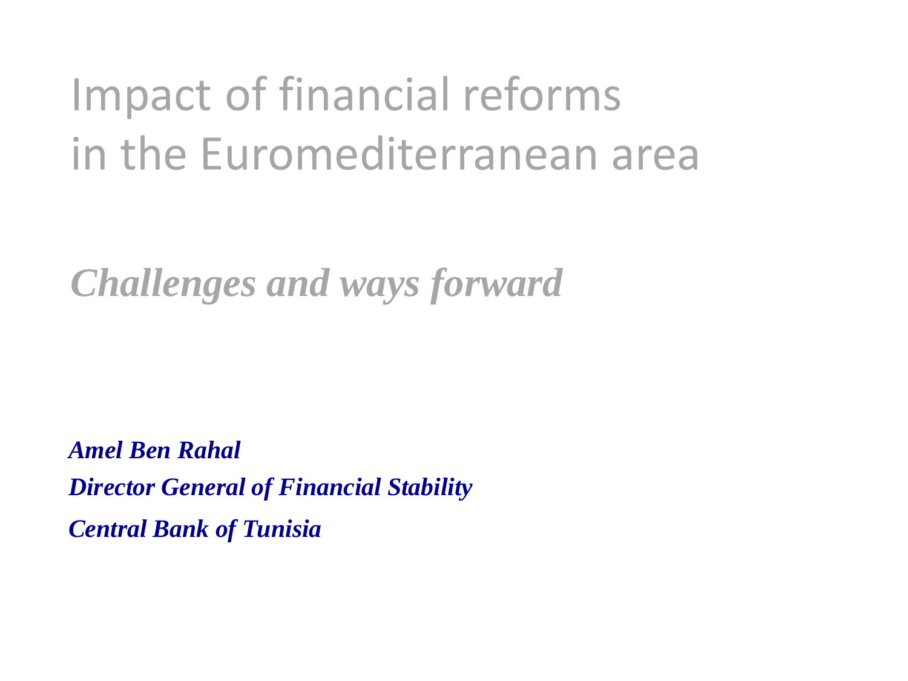# Impact of financial reforms in the Euromediterranean area

## *Challenges and ways forward*

***Amel Ben Rahal***

***Director General of Financial Stability***

***Central Bank of Tunisia***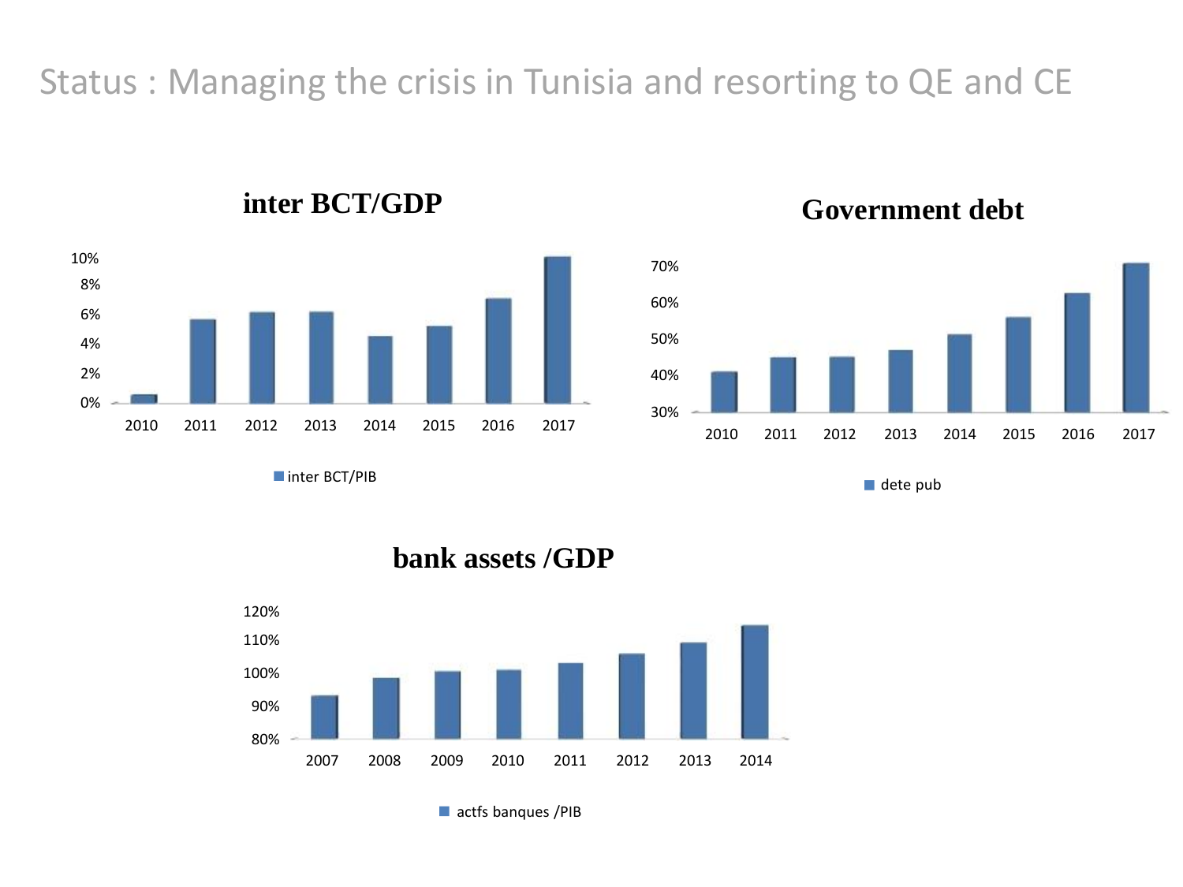# Status : Managing the crisis in Tunisia and resorting to QE and CE

**inter BCT/GDP**

10%
8%
6%
4%
2%
0%

2010 2011 2012 2013 2014 2015 2016 2017

inter BCT/PIB

**Government debt**

70%
60%
50%
40%
30%

2010 2011 2012 2013 2014 2015 2016 2017

dete pub

**bank assets /GDP**

120%
110%
100%
90%
80%

2007 2008 2009 2010 2011 2012 2013 2014

actfs banques /PIB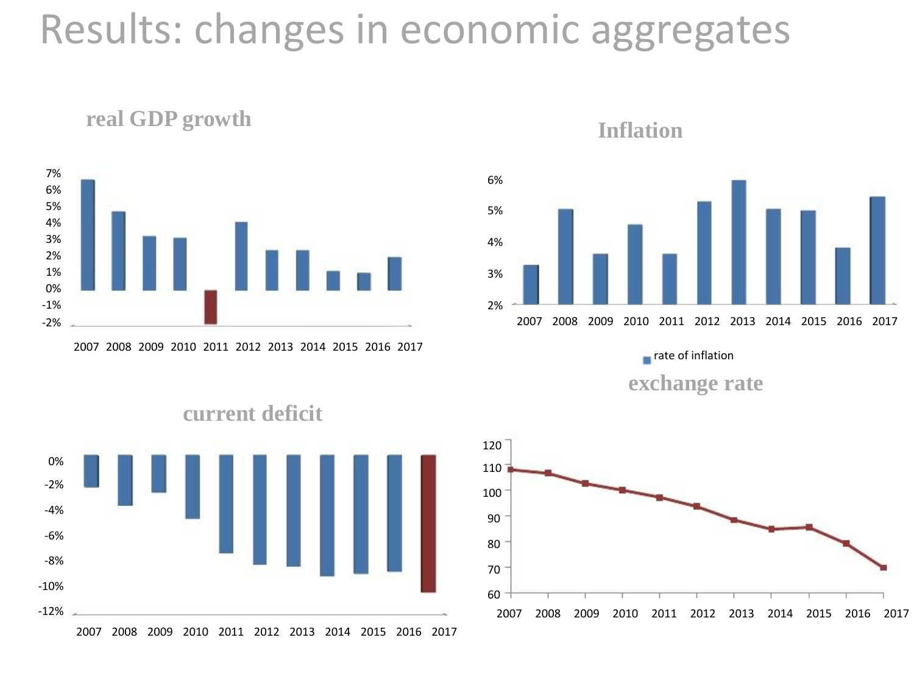# Results: changes in economic aggregates

### real GDP growth

7%
6%
5%
4%
3%
2%
1%
0%
-1%
-2%

2007 2008 2009 2010 2011 2012 2013 2014 2015 2016 2017

### Inflation

6%
5%
4%
3%
2%

2007 2008 2009 2010 2011 2012 2013 2014 2015 2016 2017

rate of inflation

### current deficit

0%
-2%
-4%
-6%
-8%
-10%
-12%

2007 2008 2009 2010 2011 2012 2013 2014 2015 2016 2017

### exchange rate

120
110
100
90
80
70
60

2007 2008 2009 2010 2011 2012 2013 2014 2015 2016 2017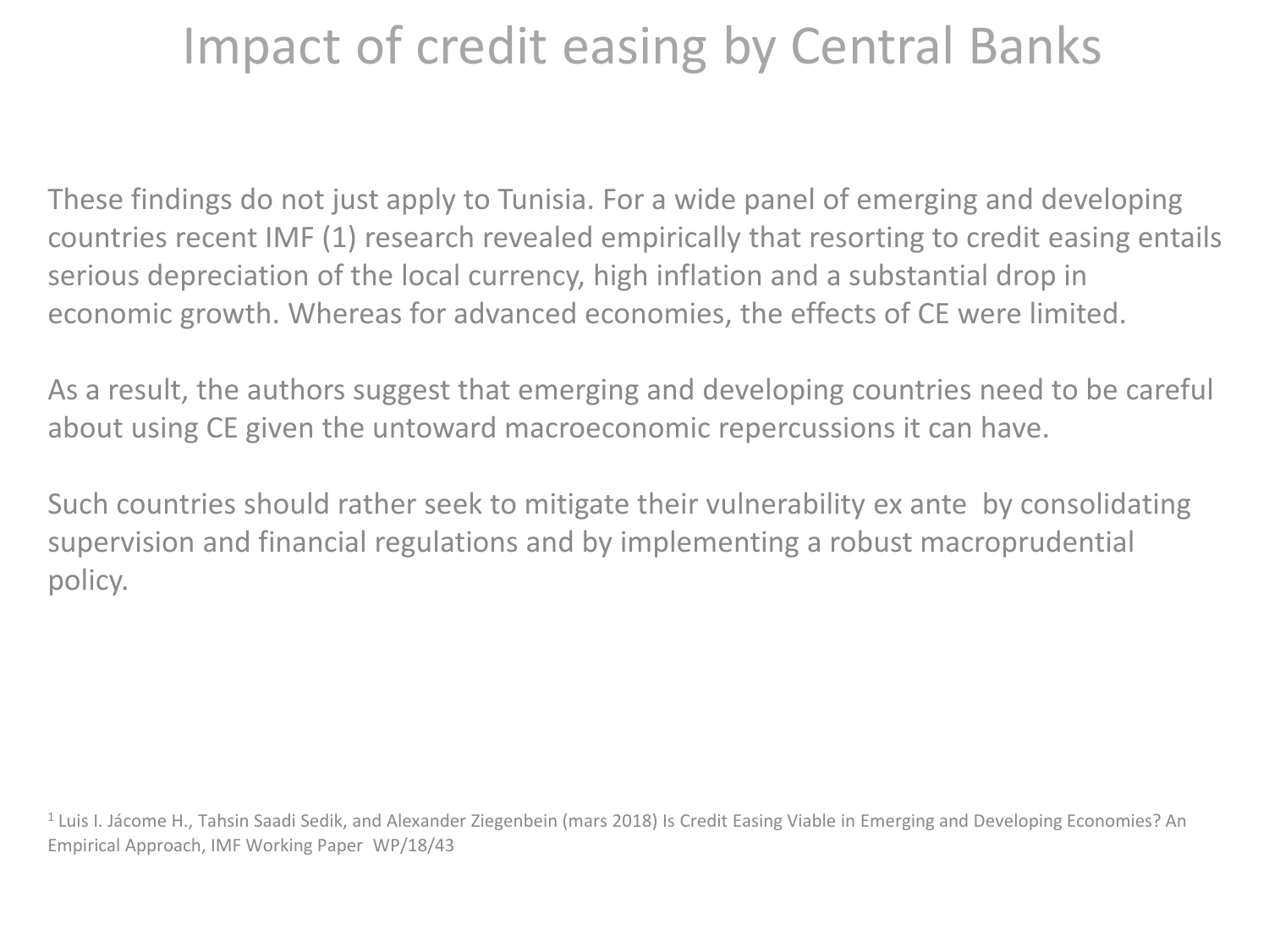# Impact of credit easing by Central Banks

These findings do not just apply to Tunisia. For a wide panel of emerging and developing countries recent IMF (1) research revealed empirically that resorting to credit easing entails serious depreciation of the local currency, high inflation and a substantial drop in economic growth. Whereas for advanced economies, the effects of CE were limited.

As a result, the authors suggest that emerging and developing countries need to be careful about using CE given the untoward macroeconomic repercussions it can have.

Such countries should rather seek to mitigate their vulnerability ex ante by consolidating supervision and financial regulations and by implementing a robust macroprudential policy.

[1] Luis I. Jácome H., Tahsin Saadi Sedik, and Alexander Ziegenbein (mars 2018) Is Credit Easing Viable in Emerging and Developing Economies? An Empirical Approach, IMF Working Paper WP/18/43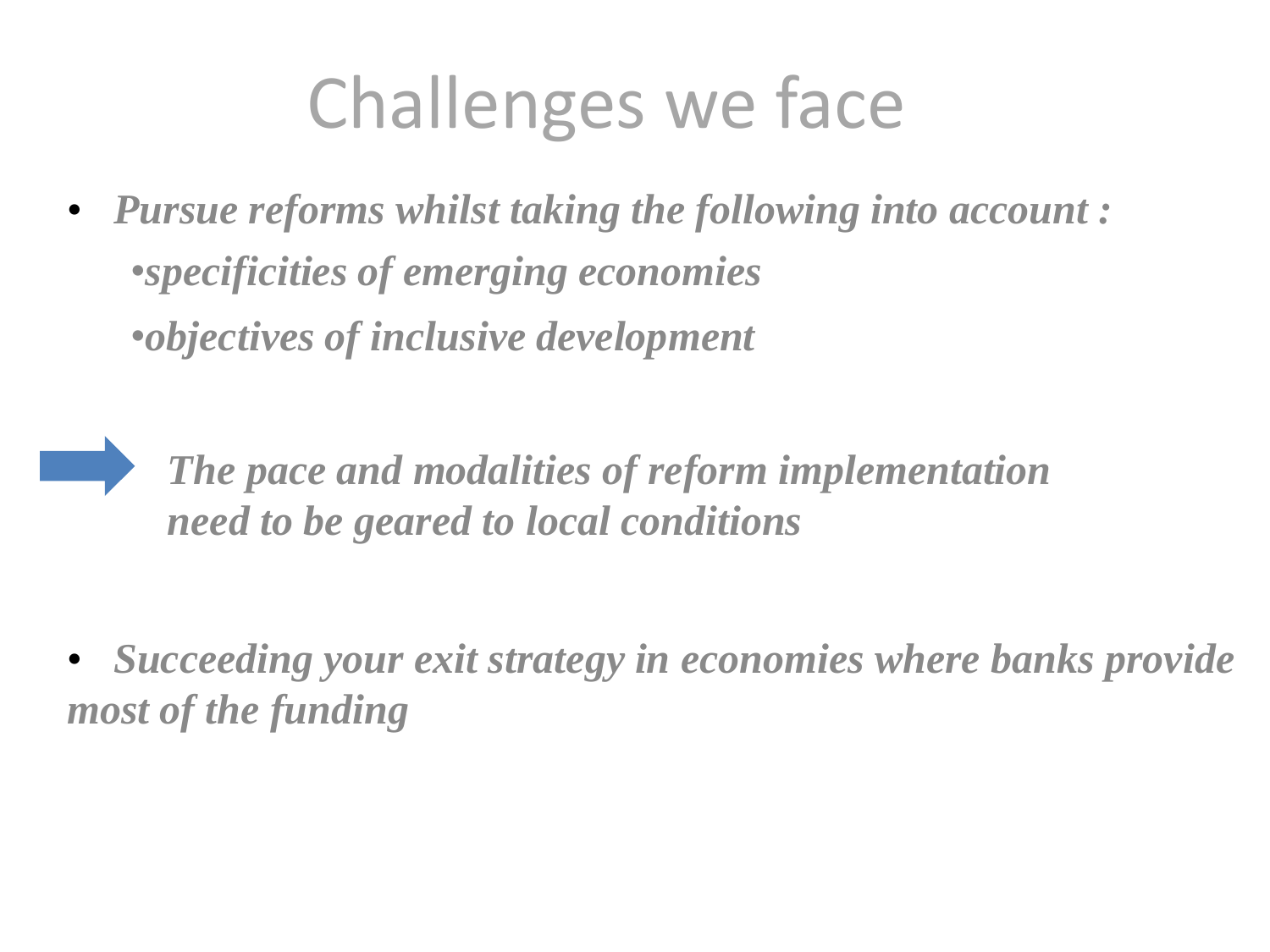# Challenges we face

- ***Pursue reforms whilst taking the following into account :***
  - ***specificities of emerging economies***
  - ***objectives of inclusive development***

➡ ***The pace and modalities of reform implementation need to be geared to local conditions***

- ***Succeeding your exit strategy in economies where banks provide most of the funding***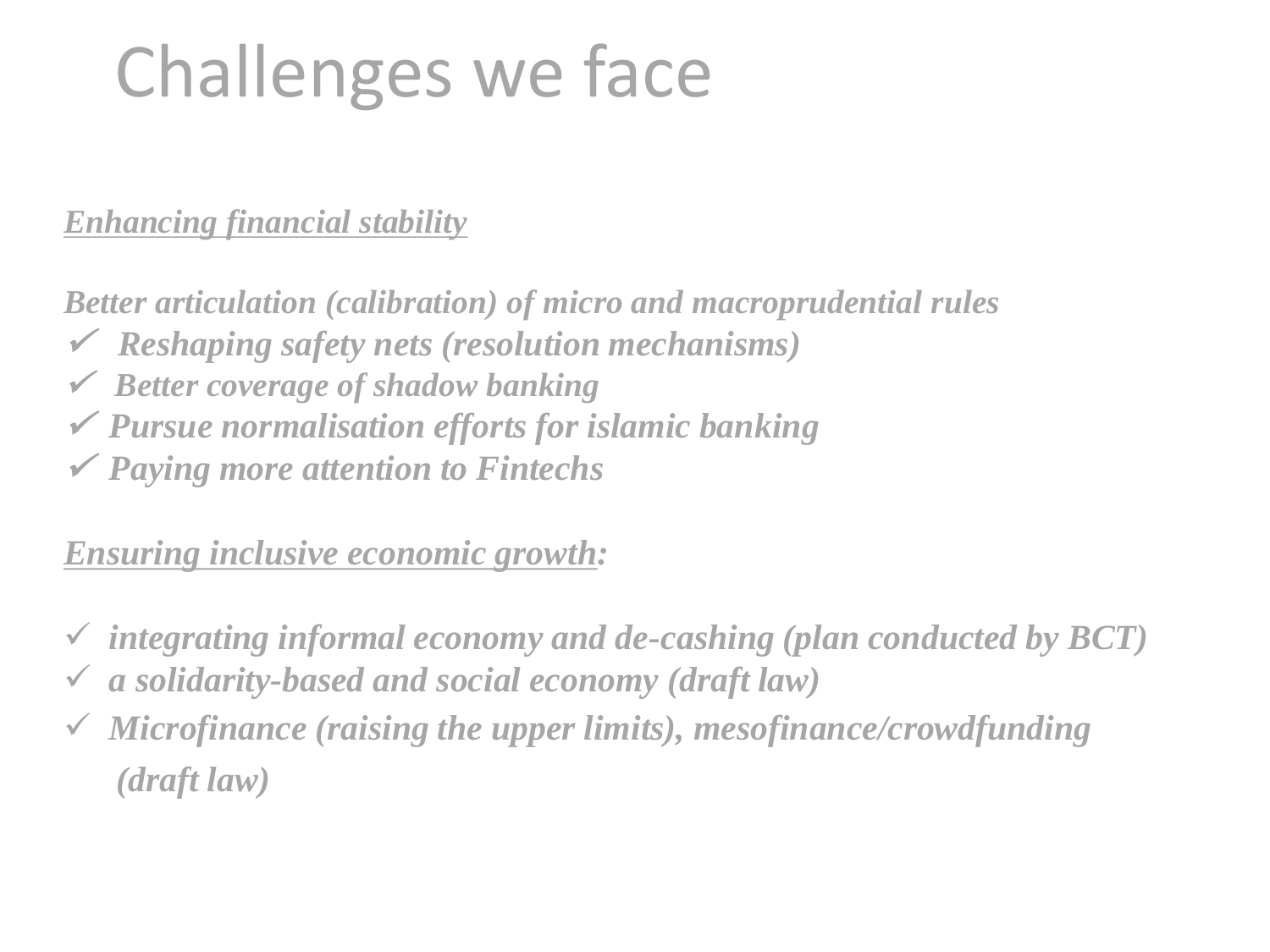# Challenges we face

***<u>Enhancing financial stability</u>***

***Better articulation (calibration) of micro and macroprudential rules***

- ✓ ***Reshaping safety nets (resolution mechanisms)***
- ✓ ***Better coverage of shadow banking***
- ✓ ***Pursue normalisation efforts for islamic banking***
- ✓ ***Paying more attention to Fintechs***

***<u>Ensuring inclusive economic growth</u>:***

- ✓ ***integrating informal economy and de-cashing (plan conducted by BCT)***
- ✓ ***a solidarity-based and social economy (draft law)***
- ✓ ***Microfinance (raising the upper limits), mesofinance/crowdfunding (draft law)***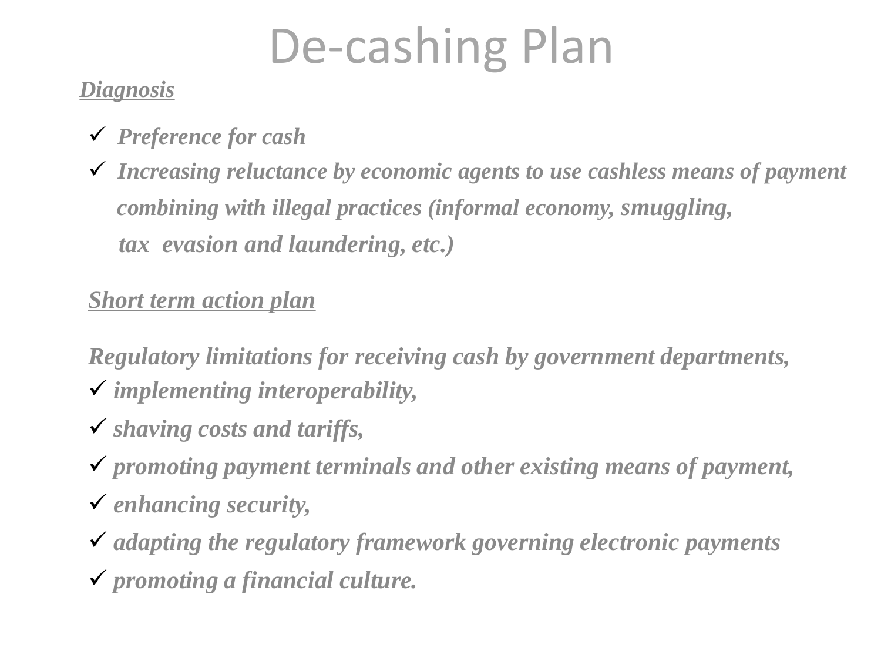# De-cashing Plan

***Diagnosis***

- *Preference for cash*
- *Increasing reluctance by economic agents to use cashless means of payment combining with illegal practices (informal economy, smuggling, tax evasion and laundering, etc.)*

***Short term action plan***

*Regulatory limitations for receiving cash by government departments,*

- *implementing interoperability,*
- *shaving costs and tariffs,*
- *promoting payment terminals and other existing means of payment,*
- *enhancing security,*
- *adapting the regulatory framework governing electronic payments*
- *promoting a financial culture.*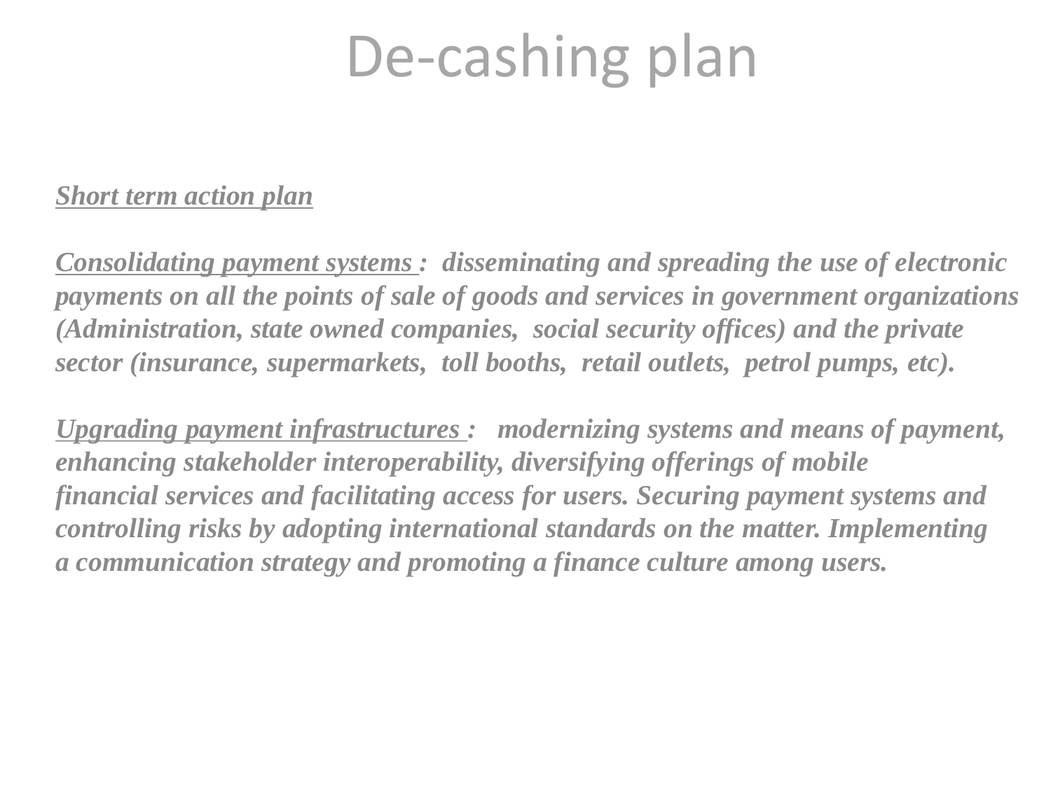# De-cashing plan

***<u>Short term action plan</u>***

***<u>Consolidating payment systems</u> :** disseminating and spreading the use of electronic payments on all the points of sale of goods and services in government organizations (Administration, state owned companies, social security offices) and the private sector (insurance, supermarkets, toll booths, retail outlets, petrol pumps, etc).*

***<u>Upgrading payment infrastructures</u> :** modernizing systems and means of payment, enhancing stakeholder interoperability, diversifying offerings of mobile financial services and facilitating access for users. Securing payment systems and controlling risks by adopting international standards on the matter. Implementing a communication strategy and promoting a finance culture among users.*